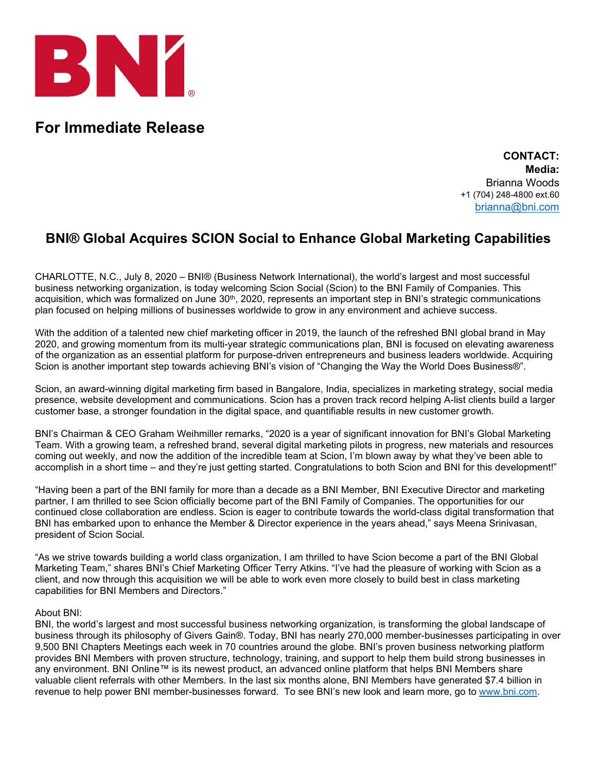BNI®

# For Immediate Release

**CONTACT:**
**Media:**
Brianna Woods
+1 (704) 248-4800 ext.60
brianna@bni.com

## BNI® Global Acquires SCION Social to Enhance Global Marketing Capabilities

CHARLOTTE, N.C., July 8, 2020 – BNI® (Business Network International), the world's largest and most successful business networking organization, is today welcoming Scion Social (Scion) to the BNI Family of Companies. This acquisition, which was formalized on June 30th, 2020, represents an important step in BNI's strategic communications plan focused on helping millions of businesses worldwide to grow in any environment and achieve success.

With the addition of a talented new chief marketing officer in 2019, the launch of the refreshed BNI global brand in May 2020, and growing momentum from its multi-year strategic communications plan, BNI is focused on elevating awareness of the organization as an essential platform for purpose-driven entrepreneurs and business leaders worldwide. Acquiring Scion is another important step towards achieving BNI's vision of "Changing the Way the World Does Business®".

Scion, an award-winning digital marketing firm based in Bangalore, India, specializes in marketing strategy, social media presence, website development and communications. Scion has a proven track record helping A-list clients build a larger customer base, a stronger foundation in the digital space, and quantifiable results in new customer growth.

BNI's Chairman & CEO Graham Weihmiller remarks, "2020 is a year of significant innovation for BNI's Global Marketing Team. With a growing team, a refreshed brand, several digital marketing pilots in progress, new materials and resources coming out weekly, and now the addition of the incredible team at Scion, I'm blown away by what they've been able to accomplish in a short time – and they're just getting started. Congratulations to both Scion and BNI for this development!"

"Having been a part of the BNI family for more than a decade as a BNI Member, BNI Executive Director and marketing partner, I am thrilled to see Scion officially become part of the BNI Family of Companies. The opportunities for our continued close collaboration are endless. Scion is eager to contribute towards the world-class digital transformation that BNI has embarked upon to enhance the Member & Director experience in the years ahead," says Meena Srinivasan, president of Scion Social.

"As we strive towards building a world class organization, I am thrilled to have Scion become a part of the BNI Global Marketing Team," shares BNI's Chief Marketing Officer Terry Atkins. "I've had the pleasure of working with Scion as a client, and now through this acquisition we will be able to work even more closely to build best in class marketing capabilities for BNI Members and Directors."

About BNI:
BNI, the world's largest and most successful business networking organization, is transforming the global landscape of business through its philosophy of Givers Gain®. Today, BNI has nearly 270,000 member-businesses participating in over 9,500 BNI Chapters Meetings each week in 70 countries around the globe. BNI's proven business networking platform provides BNI Members with proven structure, technology, training, and support to help them build strong businesses in any environment. BNI Online™ is its newest product, an advanced online platform that helps BNI Members share valuable client referrals with other Members. In the last six months alone, BNI Members have generated $7.4 billion in revenue to help power BNI member-businesses forward. To see BNI's new look and learn more, go to www.bni.com.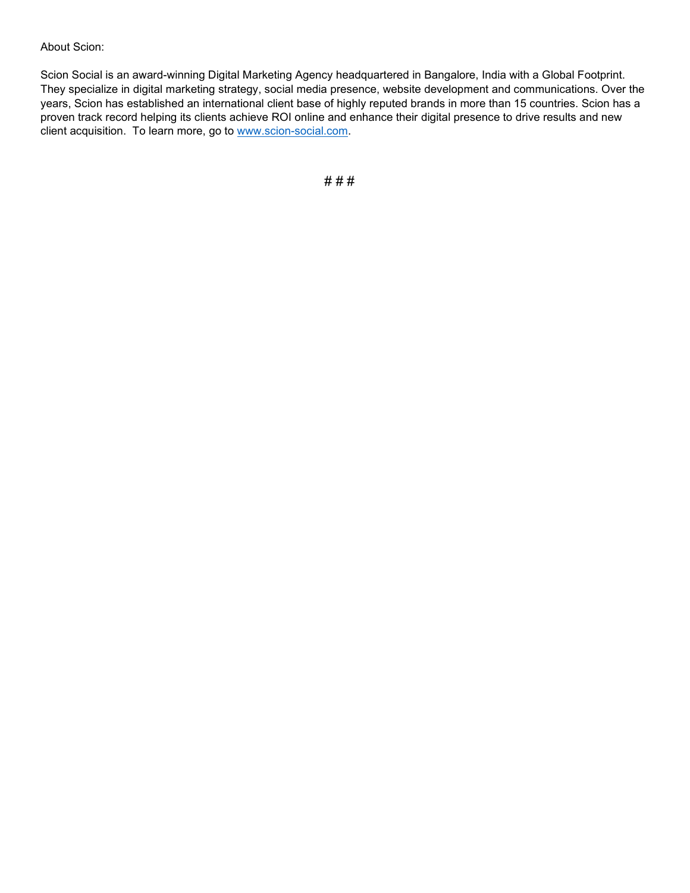About Scion:

Scion Social is an award-winning Digital Marketing Agency headquartered in Bangalore, India with a Global Footprint. They specialize in digital marketing strategy, social media presence, website development and communications. Over the years, Scion has established an international client base of highly reputed brands in more than 15 countries. Scion has a proven track record helping its clients achieve ROI online and enhance their digital presence to drive results and new client acquisition. To learn more, go to [www.scion-social.com](http://www.scion-social.com).

# # #